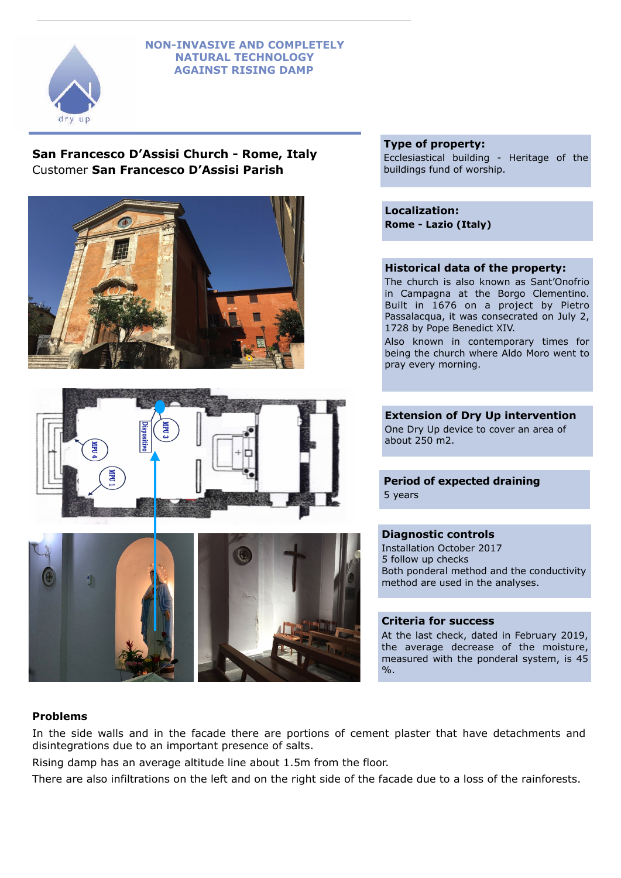**NON-INVASIVE AND COMPLETELY NATURAL TECHNOLOGY AGAINST RISING DAMP**

## San Francesco D'Assisi Church - Rome, Italy

Customer **San Francesco D'Assisi Parish**

**Type of property:**
Ecclesiastical building - Heritage of the buildings fund of worship.

**Localization:**
**Rome - Lazio (Italy)**

**Historical data of the property:**
The church is also known as Sant'Onofrio in Campagna at the Borgo Clementino. Built in 1676 on a project by Pietro Passalacqua, it was consecrated on July 2, 1728 by Pope Benedict XIV.

Also known in contemporary times for being the church where Aldo Moro went to pray every morning.

**Extension of Dry Up intervention**
One Dry Up device to cover an area of about 250 m2.

**Period of expected draining**
5 years

**Diagnostic controls**
Installation October 2017
5 follow up checks
Both ponderal method and the conductivity method are used in the analyses.

**Criteria for success**
At the last check, dated in February 2019, the average decrease of the moisture, measured with the ponderal system, is 45 %.

**Problems**

In the side walls and in the facade there are portions of cement plaster that have detachments and disintegrations due to an important presence of salts.

Rising damp has an average altitude line about 1.5m from the floor.

There are also infiltrations on the left and on the right side of the facade due to a loss of the rainforests.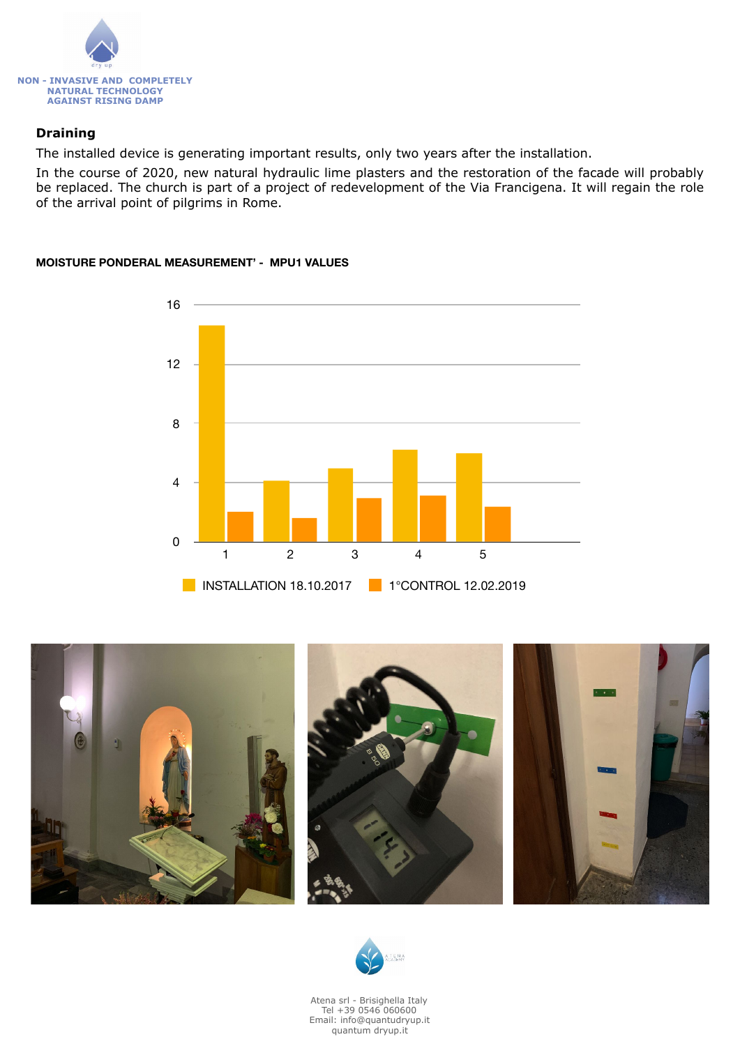NON - INVASIVE AND COMPLETELY NATURAL TECHNOLOGY AGAINST RISING DAMP

## Draining

The installed device is generating important results, only two years after the installation.

In the course of 2020, new natural hydraulic lime plasters and the restoration of the facade will probably be replaced. The church is part of a project of redevelopment of the Via Francigena. It will regain the role of the arrival point of pilgrims in Rome.

**MOISTURE PONDERAL MEASUREMENT' - MPU1 VALUES**

16
12
8
4
0

1 2 3 4 5

INSTALLATION 18.10.2017
1°CONTROL 12.02.2019

Atena srl - Brisighella Italy
Tel +39 0546 060600
Email: info@quantudryup.it
quantum dryup.it